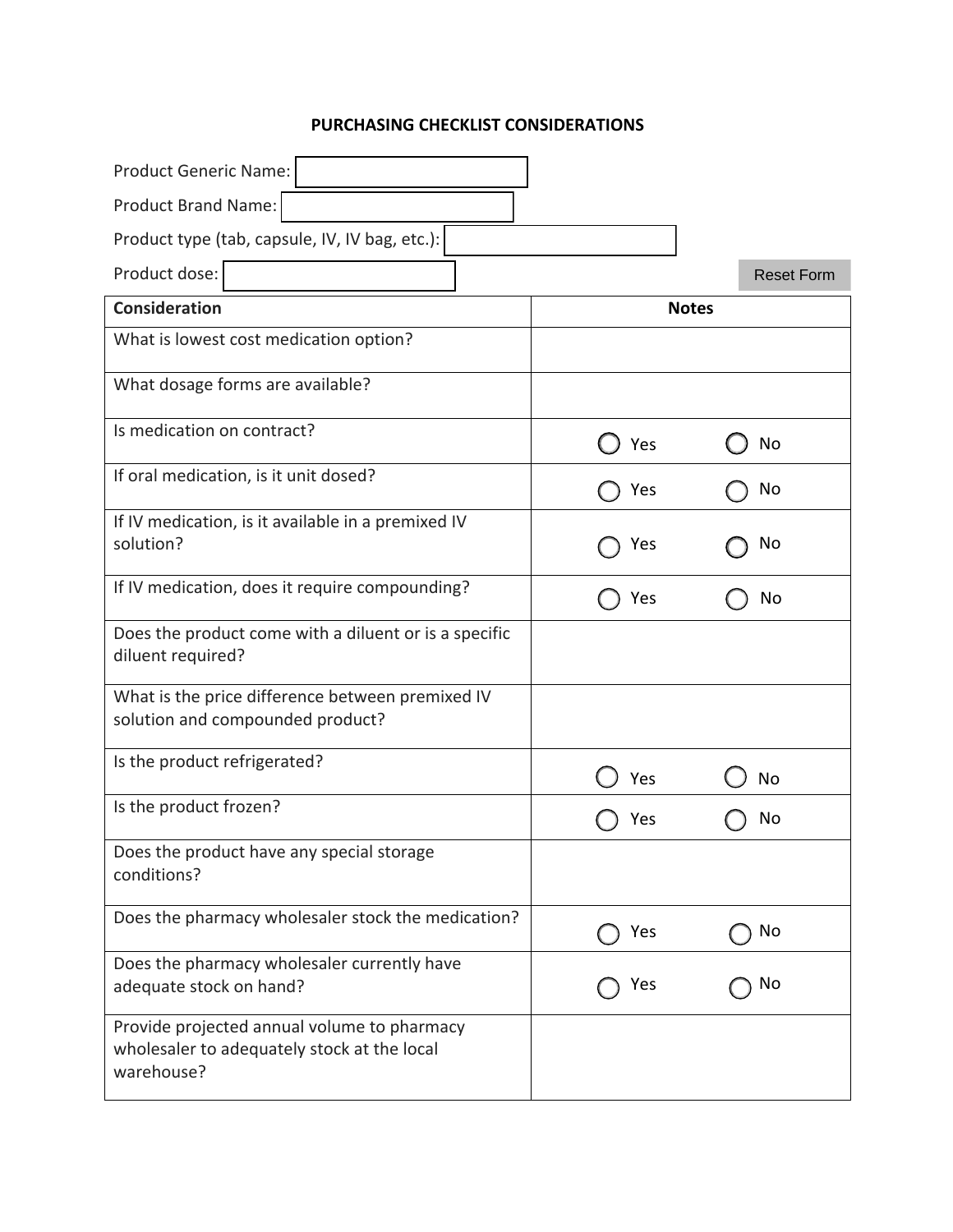# PURCHASING CHECKLIST CONSIDERATIONS

Product Generic Name:

Product Brand Name:

Product type (tab, capsule, IV, IV bag, etc.):

Product dose:

Reset Form

| Consideration | Notes |
|---|---|
| What is lowest cost medication option? | |
| What dosage forms are available? | |
| Is medication on contract? | ◯ Yes ◯ No |
| If oral medication, is it unit dosed? | ◯ Yes ◯ No |
| If IV medication, is it available in a premixed IV solution? | ◯ Yes ◯ No |
| If IV medication, does it require compounding? | ◯ Yes ◯ No |
| Does the product come with a diluent or is a specific diluent required? | |
| What is the price difference between premixed IV solution and compounded product? | |
| Is the product refrigerated? | ◯ Yes ◯ No |
| Is the product frozen? | ◯ Yes ◯ No |
| Does the product have any special storage conditions? | |
| Does the pharmacy wholesaler stock the medication? | ◯ Yes ◯ No |
| Does the pharmacy wholesaler currently have adequate stock on hand? | ◯ Yes ◯ No |
| Provide projected annual volume to pharmacy wholesaler to adequately stock at the local warehouse? | |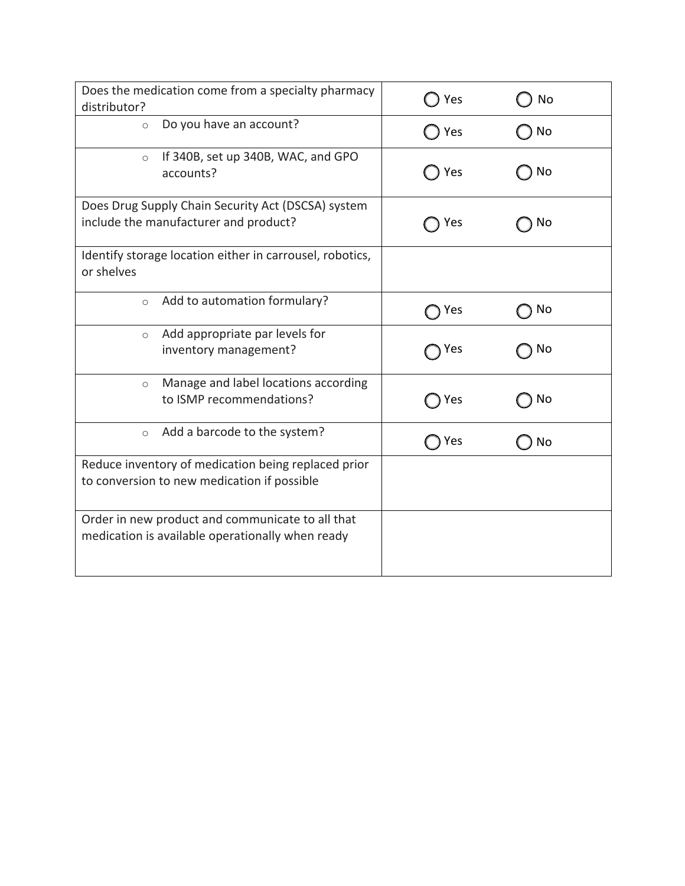| | |
|---|---|
| Does the medication come from a specialty pharmacy distributor? | ◯ Yes ◯ No |
| ○ Do you have an account? | ◯ Yes ◯ No |
| ○ If 340B, set up 340B, WAC, and GPO accounts? | ◯ Yes ◯ No |
| Does Drug Supply Chain Security Act (DSCSA) system include the manufacturer and product? | ◯ Yes ◯ No |
| Identify storage location either in carrousel, robotics, or shelves | |
| ○ Add to automation formulary? | ◯ Yes ◯ No |
| ○ Add appropriate par levels for inventory management? | ◯ Yes ◯ No |
| ○ Manage and label locations according to ISMP recommendations? | ◯ Yes ◯ No |
| ○ Add a barcode to the system? | ◯ Yes ◯ No |
| Reduce inventory of medication being replaced prior to conversion to new medication if possible | |
| Order in new product and communicate to all that medication is available operationally when ready | |